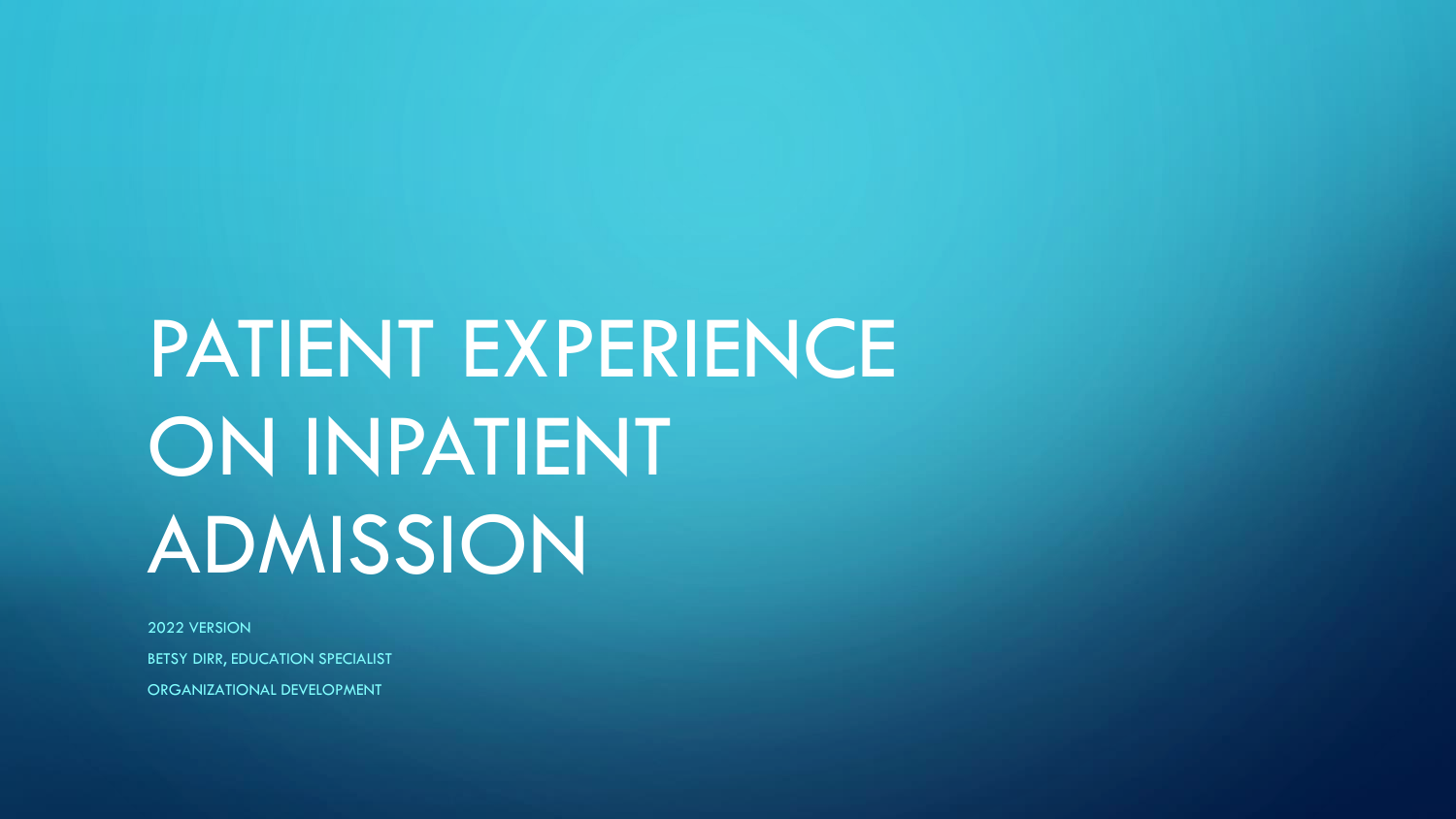# PATIENT EXPERIENCE ON INPATIENT ADMISSION

2022 VERSION

BETSY DIRR, EDUCATION SPECIALIST

ORGANIZATIONAL DEVELOPMENT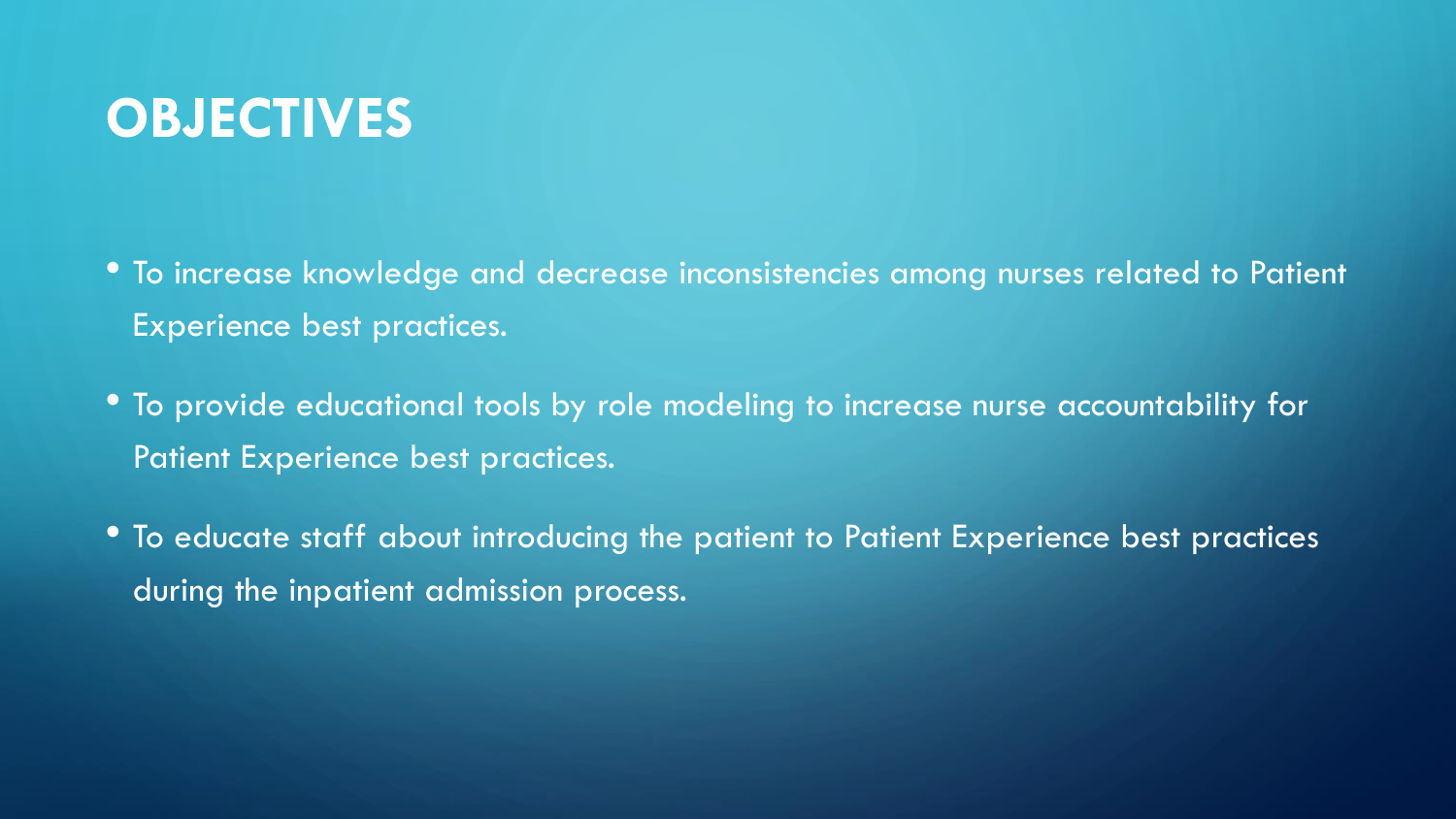# OBJECTIVES

- To increase knowledge and decrease inconsistencies among nurses related to Patient Experience best practices.
- To provide educational tools by role modeling to increase nurse accountability for Patient Experience best practices.
- To educate staff about introducing the patient to Patient Experience best practices during the inpatient admission process.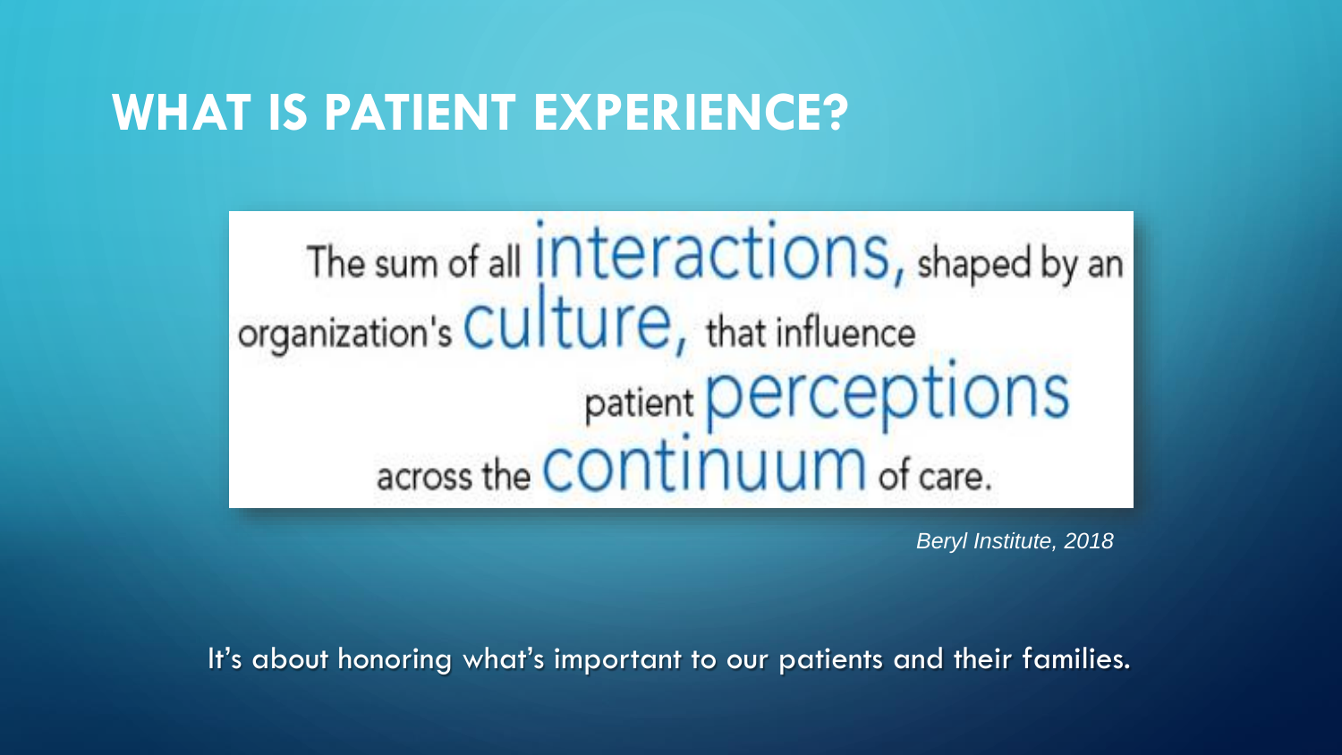# WHAT IS PATIENT EXPERIENCE?

The sum of all interactions, shaped by an organization's culture, that influence patient perceptions across the continuum of care.

*Beryl Institute, 2018*

It's about honoring what's important to our patients and their families.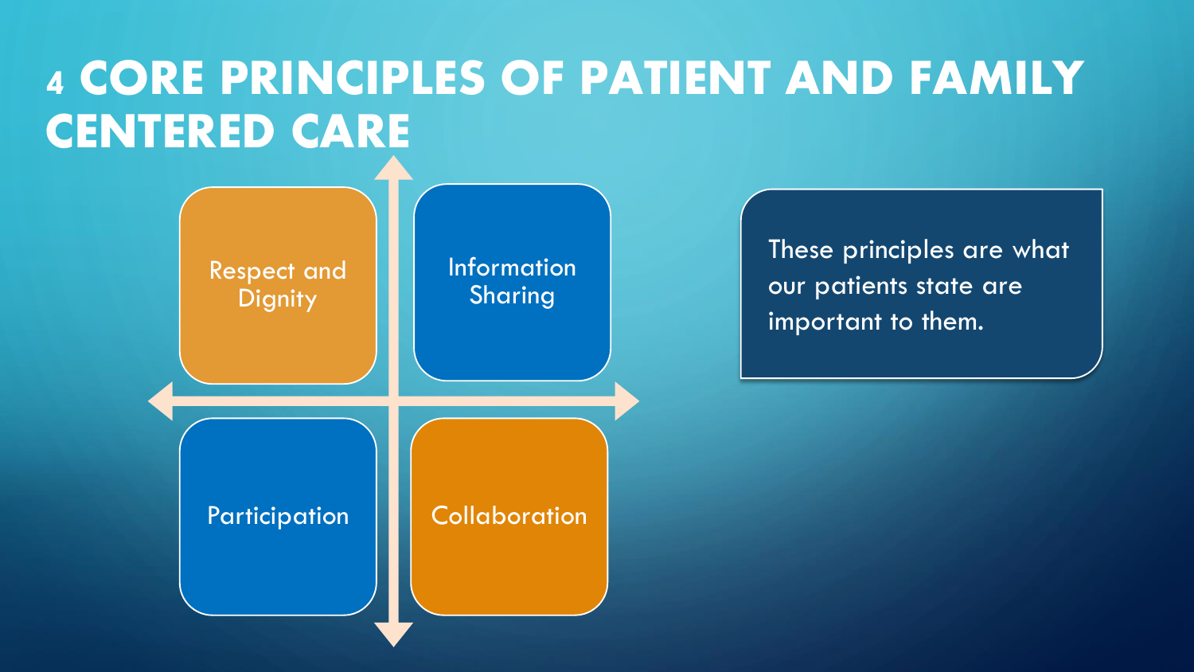# 4 CORE PRINCIPLES OF PATIENT AND FAMILY CENTERED CARE

- Respect and Dignity
- Information Sharing
- Participation
- Collaboration

These principles are what our patients state are important to them.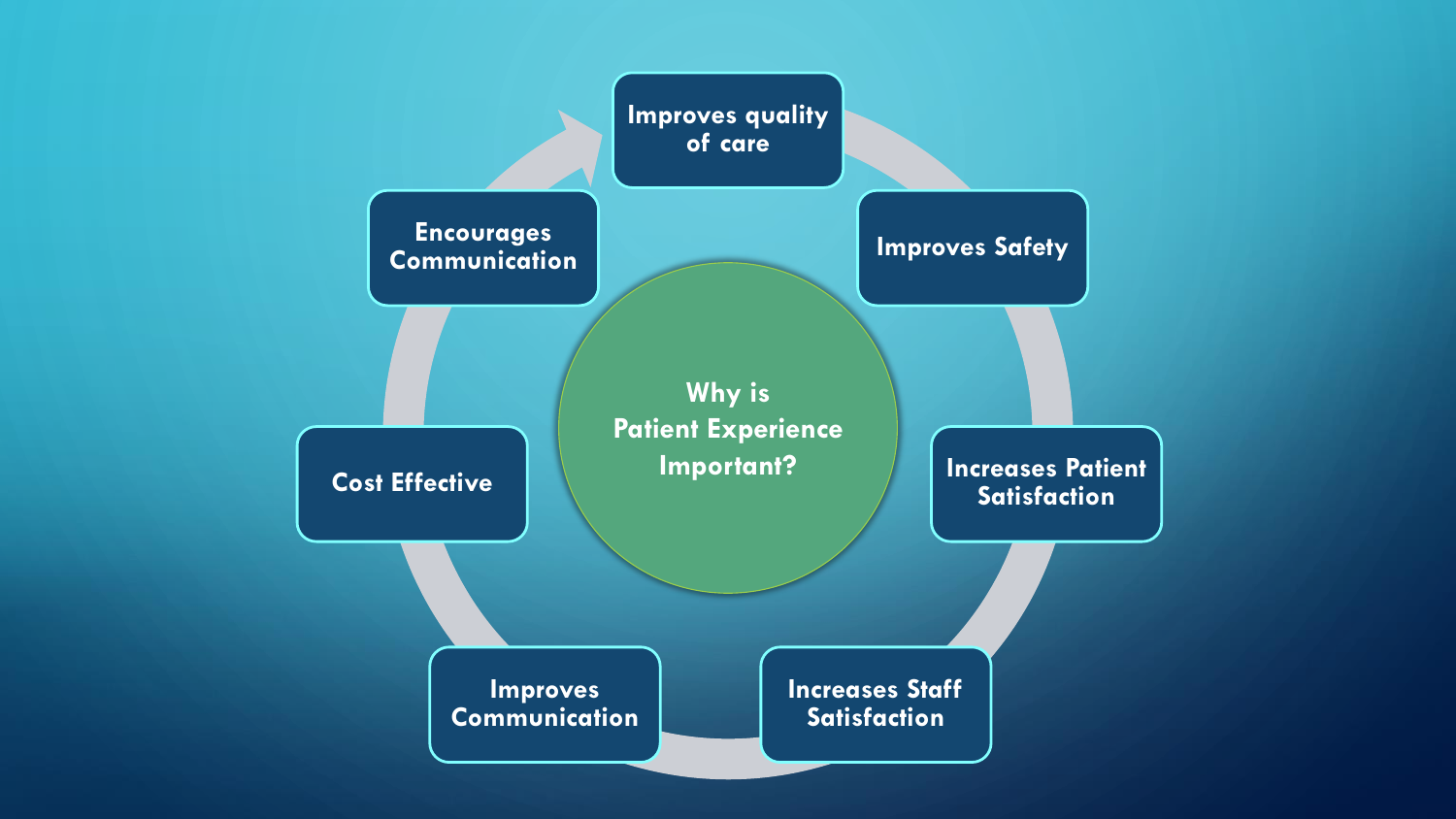# Why is Patient Experience Important?

- Improves quality of care
- Improves Safety
- Increases Patient Satisfaction
- Increases Staff Satisfaction
- Improves Communication
- Cost Effective
- Encourages Communication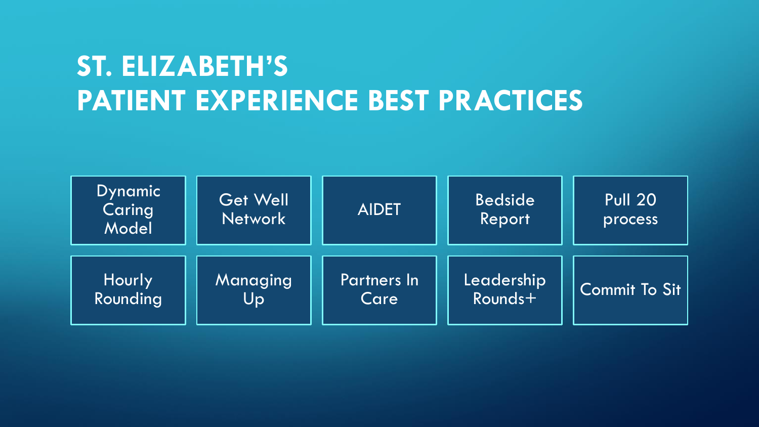# ST. ELIZABETH'S PATIENT EXPERIENCE BEST PRACTICES

- Dynamic Caring Model
- Get Well Network
- AIDET
- Bedside Report
- Pull 20 process
- Hourly Rounding
- Managing Up
- Partners In Care
- Leadership Rounds+
- Commit To Sit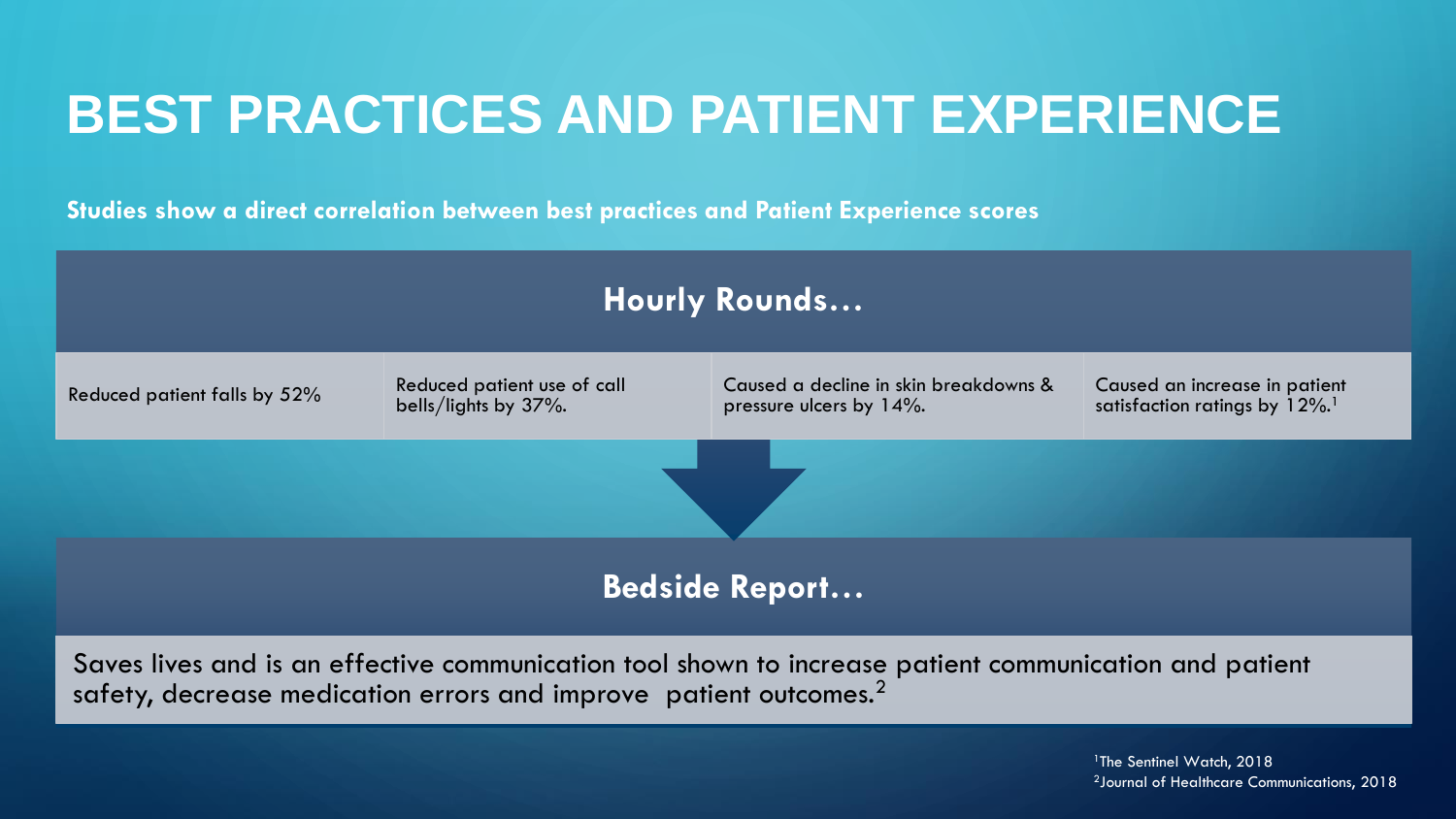# BEST PRACTICES AND PATIENT EXPERIENCE

**Studies show a direct correlation between best practices and Patient Experience scores**

## Hourly Rounds…

| Reduced patient falls by 52% | Reduced patient use of call bells/lights by 37%. | Caused a decline in skin breakdowns & pressure ulcers by 14%. | Caused an increase in patient satisfaction ratings by 12%.[1] |
|---|---|---|---|

## Bedside Report…

Saves lives and is an effective communication tool shown to increase patient communication and patient safety, decrease medication errors and improve patient outcomes.[2]

[1]The Sentinel Watch, 2018
[2]Journal of Healthcare Communications, 2018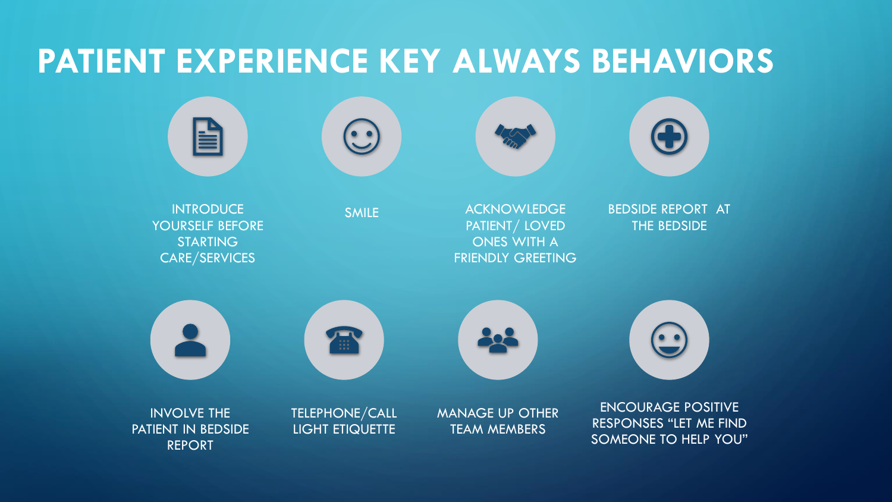# PATIENT EXPERIENCE KEY ALWAYS BEHAVIORS

- INTRODUCE YOURSELF BEFORE STARTING CARE/SERVICES
- SMILE
- ACKNOWLEDGE PATIENT/ LOVED ONES WITH A FRIENDLY GREETING
- BEDSIDE REPORT AT THE BEDSIDE
- INVOLVE THE PATIENT IN BEDSIDE REPORT
- TELEPHONE/CALL LIGHT ETIQUETTE
- MANAGE UP OTHER TEAM MEMBERS
- ENCOURAGE POSITIVE RESPONSES "LET ME FIND SOMEONE TO HELP YOU"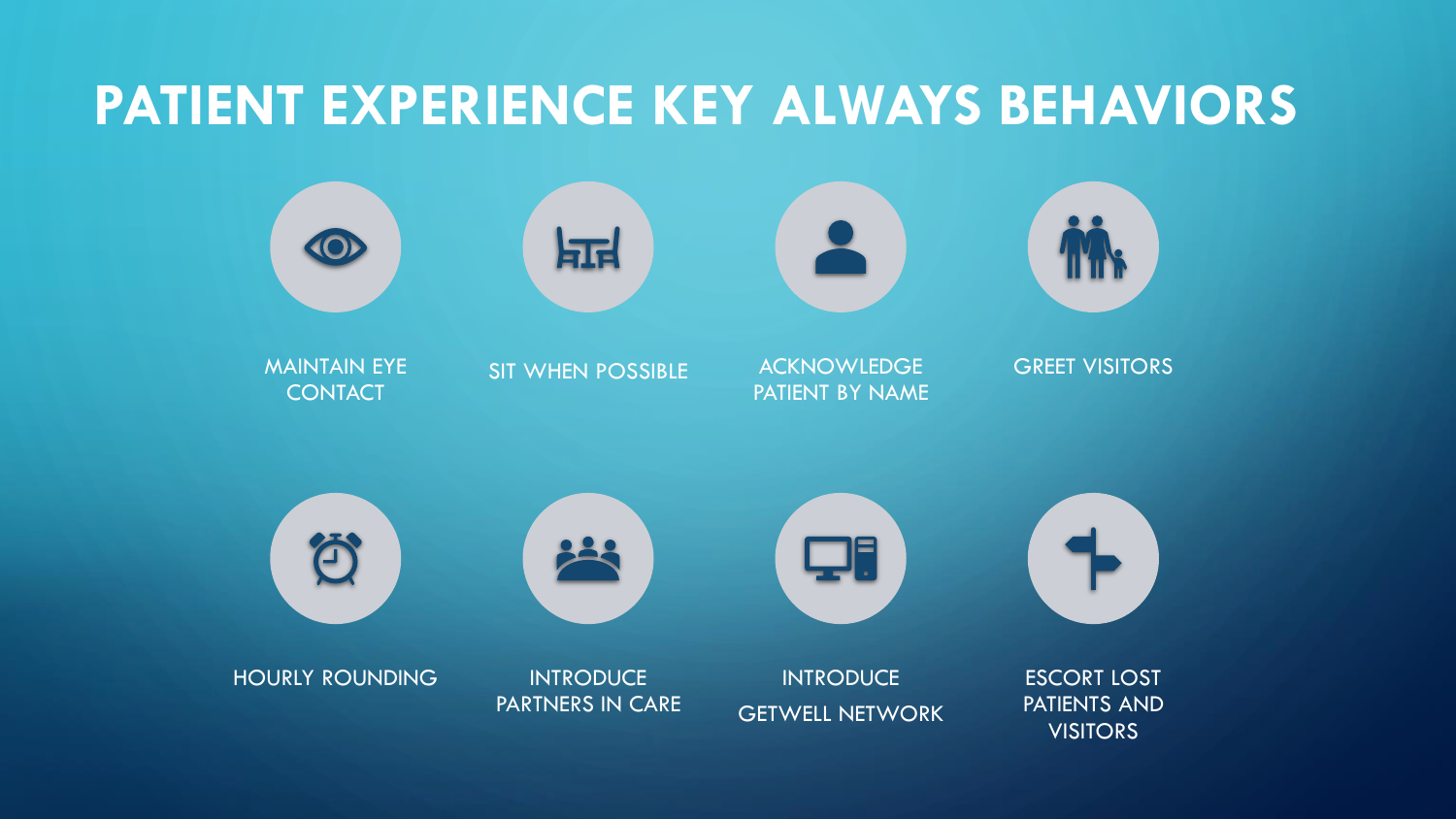# PATIENT EXPERIENCE KEY ALWAYS BEHAVIORS

- MAINTAIN EYE CONTACT
- SIT WHEN POSSIBLE
- ACKNOWLEDGE PATIENT BY NAME
- GREET VISITORS
- HOURLY ROUNDING
- INTRODUCE PARTNERS IN CARE
- INTRODUCE GETWELL NETWORK
- ESCORT LOST PATIENTS AND VISITORS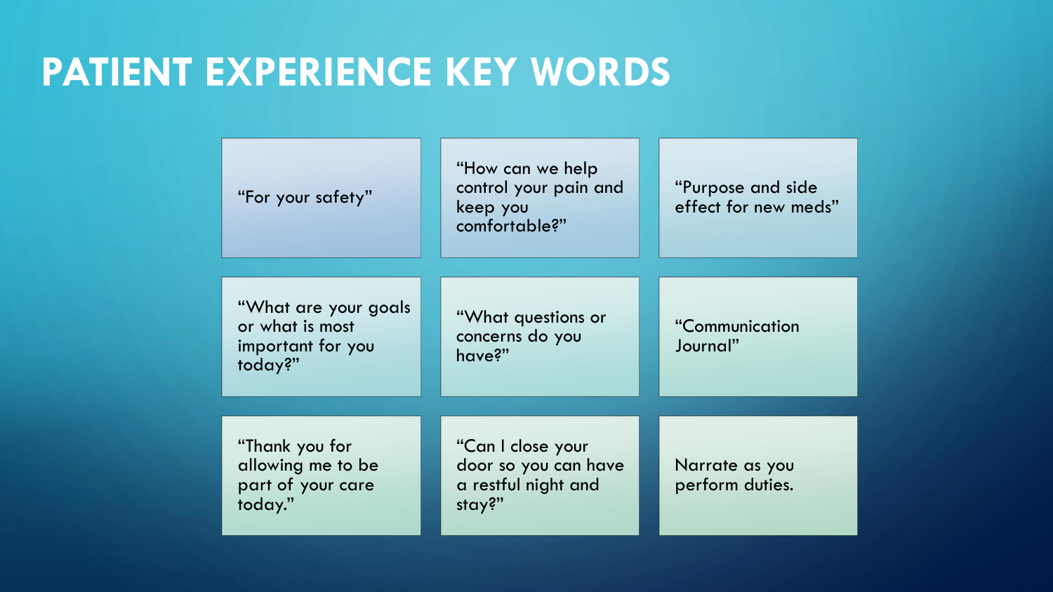# PATIENT EXPERIENCE KEY WORDS

- "For your safety"
- "How can we help control your pain and keep you comfortable?"
- "Purpose and side effect for new meds"
- "What are your goals or what is most important for you today?"
- "What questions or concerns do you have?"
- "Communication Journal"
- "Thank you for allowing me to be part of your care today."
- "Can I close your door so you can have a restful night and stay?"
- Narrate as you perform duties.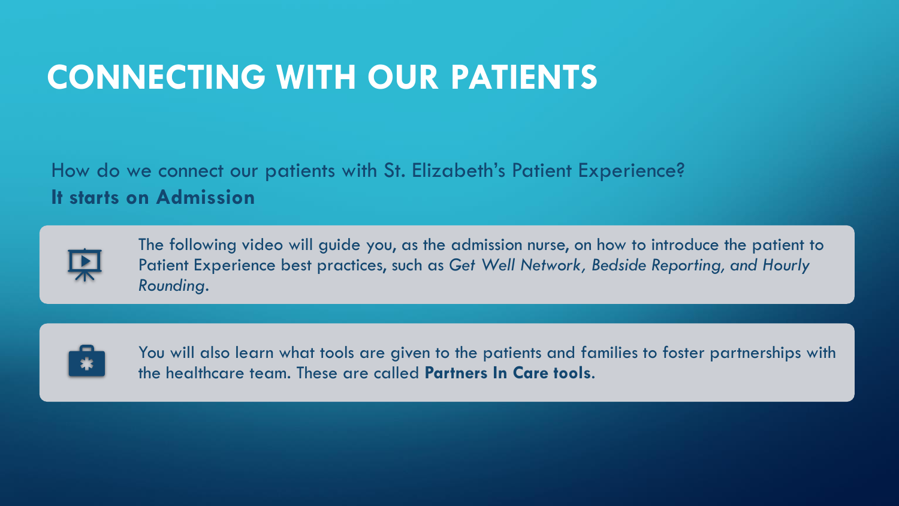# CONNECTING WITH OUR PATIENTS

How do we connect our patients with St. Elizabeth's Patient Experience?
**It starts on Admission**

The following video will guide you, as the admission nurse, on how to introduce the patient to Patient Experience best practices, such as *Get Well Network, Bedside Reporting, and Hourly Rounding*.

You will also learn what tools are given to the patients and families to foster partnerships with the healthcare team. These are called **Partners In Care tools**.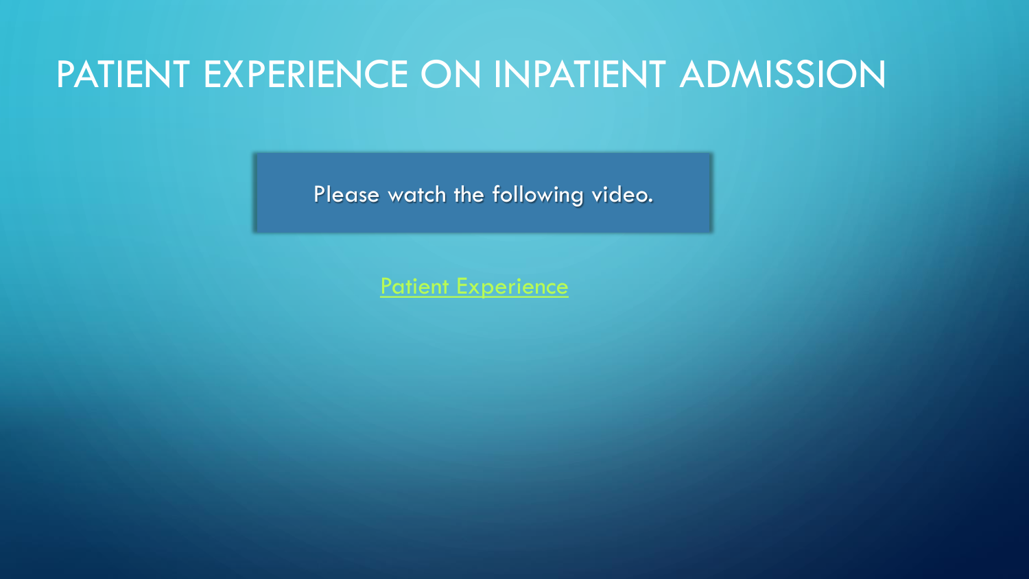# PATIENT EXPERIENCE ON INPATIENT ADMISSION

Please watch the following video.

Patient Experience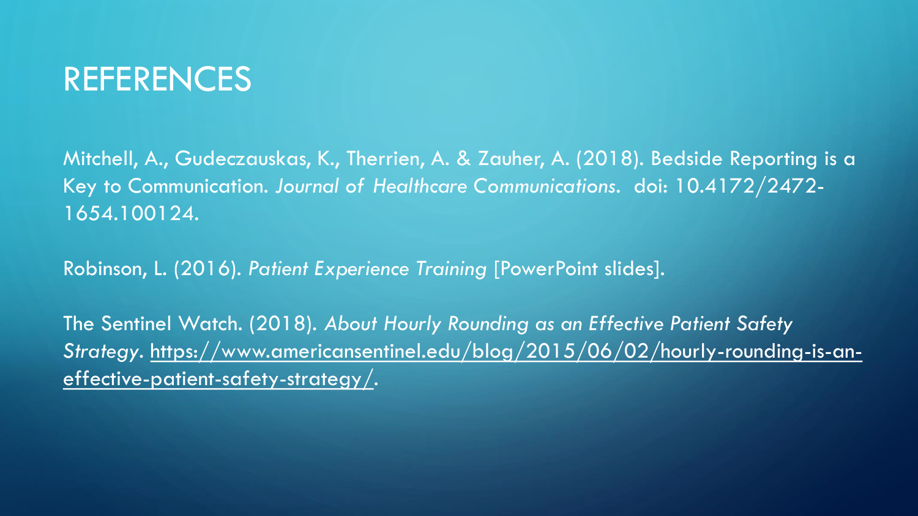# REFERENCES

Mitchell, A., Gudeczauskas, K., Therrien, A. & Zauher, A. (2018). Bedside Reporting is a Key to Communication. *Journal of Healthcare Communications*. doi: 10.4172/2472-1654.100124.

Robinson, L. (2016). *Patient Experience Training* [PowerPoint slides].

The Sentinel Watch. (2018). *About Hourly Rounding as an Effective Patient Safety Strategy*. https://www.americansentinel.edu/blog/2015/06/02/hourly-rounding-is-an-effective-patient-safety-strategy/.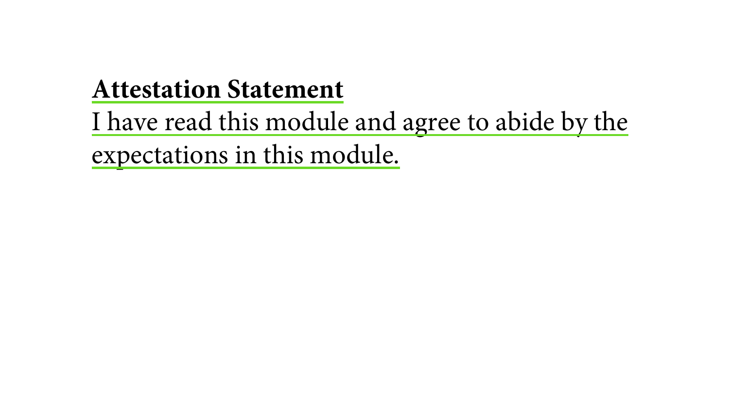**Attestation Statement**

I have read this module and agree to abide by the expectations in this module.